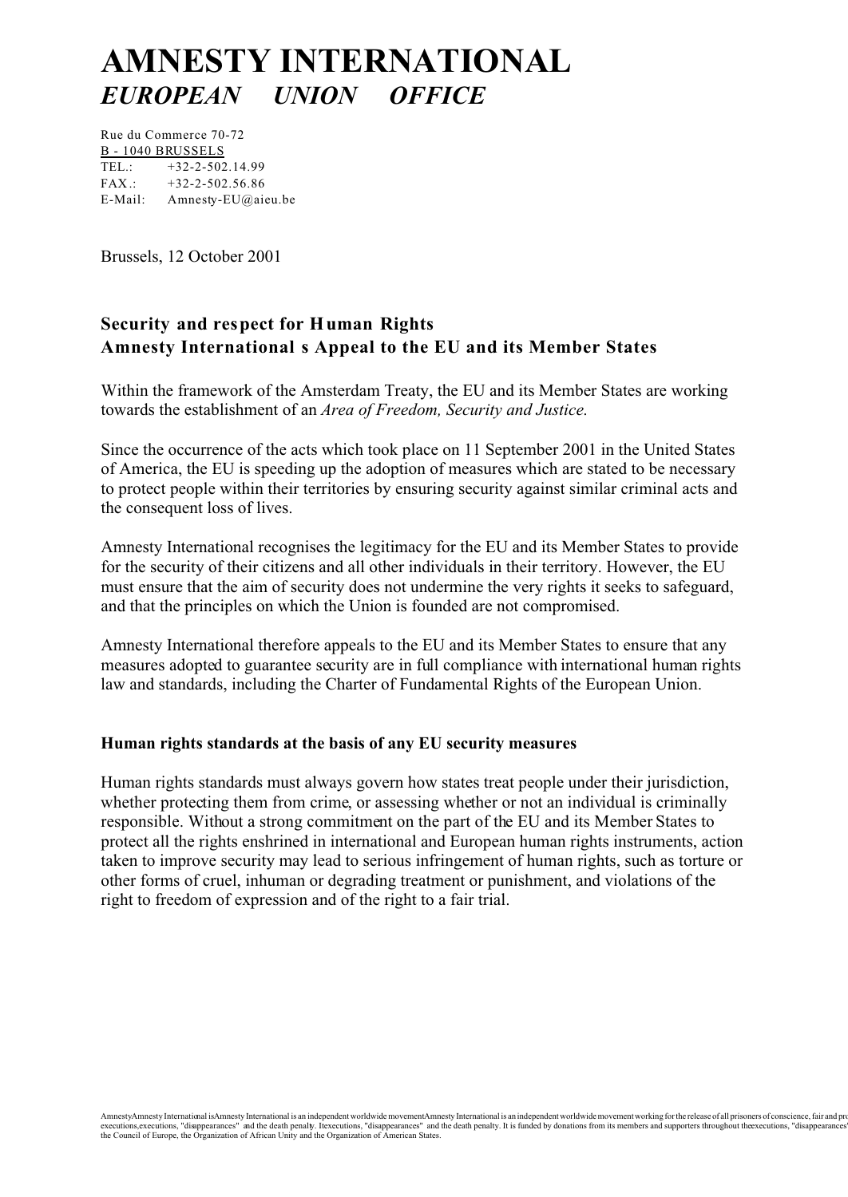# AMNESTY INTERNATIONAL
## *EUROPEAN UNION OFFICE*

Rue du Commerce 70-72
B - 1040 BRUSSELS
TEL.: +32-2-502.14.99
FAX.: +32-2-502.56.86
E-Mail: Amnesty-EU@aieu.be

Brussels, 12 October 2001

### Security and respect for Human Rights
### Amnesty International s Appeal to the EU and its Member States

Within the framework of the Amsterdam Treaty, the EU and its Member States are working towards the establishment of an *Area of Freedom, Security and Justice.*

Since the occurrence of the acts which took place on 11 September 2001 in the United States of America, the EU is speeding up the adoption of measures which are stated to be necessary to protect people within their territories by ensuring security against similar criminal acts and the consequent loss of lives.

Amnesty International recognises the legitimacy for the EU and its Member States to provide for the security of their citizens and all other individuals in their territory. However, the EU must ensure that the aim of security does not undermine the very rights it seeks to safeguard, and that the principles on which the Union is founded are not compromised.

Amnesty International therefore appeals to the EU and its Member States to ensure that any measures adopted to guarantee security are in full compliance with international human rights law and standards, including the Charter of Fundamental Rights of the European Union.

#### Human rights standards at the basis of any EU security measures

Human rights standards must always govern how states treat people under their jurisdiction, whether protecting them from crime, or assessing whether or not an individual is criminally responsible. Without a strong commitment on the part of the EU and its Member States to protect all the rights enshrined in international and European human rights instruments, action taken to improve security may lead to serious infringement of human rights, such as torture or other forms of cruel, inhuman or degrading treatment or punishment, and violations of the right to freedom of expression and of the right to a fair trial.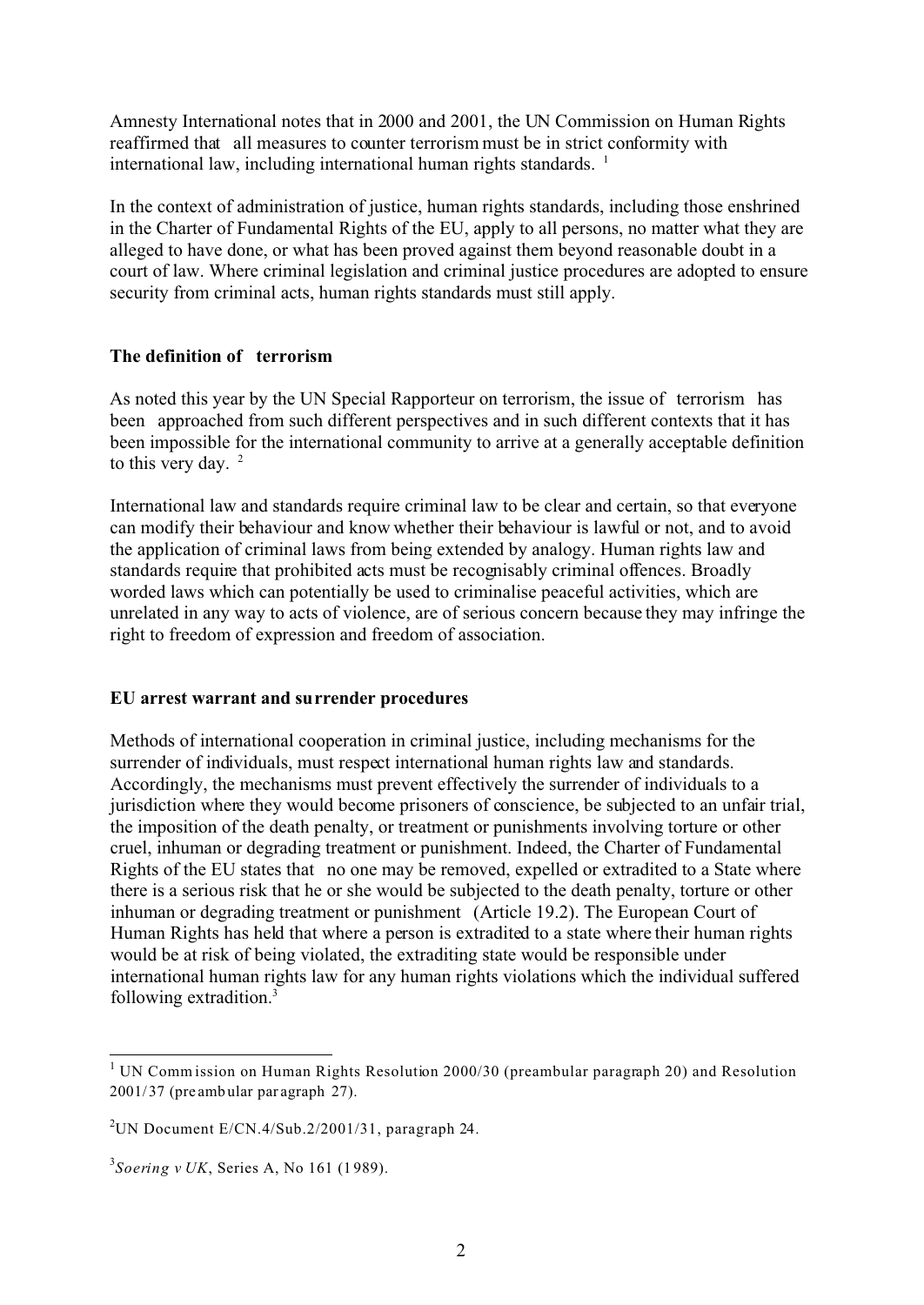Amnesty International notes that in 2000 and 2001, the UN Commission on Human Rights reaffirmed that all measures to counter terrorism must be in strict conformity with international law, including international human rights standards. [1]

In the context of administration of justice, human rights standards, including those enshrined in the Charter of Fundamental Rights of the EU, apply to all persons, no matter what they are alleged to have done, or what has been proved against them beyond reasonable doubt in a court of law. Where criminal legislation and criminal justice procedures are adopted to ensure security from criminal acts, human rights standards must still apply.

**The definition of terrorism**

As noted this year by the UN Special Rapporteur on terrorism, the issue of terrorism has been approached from such different perspectives and in such different contexts that it has been impossible for the international community to arrive at a generally acceptable definition to this very day. [2]

International law and standards require criminal law to be clear and certain, so that everyone can modify their behaviour and know whether their behaviour is lawful or not, and to avoid the application of criminal laws from being extended by analogy. Human rights law and standards require that prohibited acts must be recognisably criminal offences. Broadly worded laws which can potentially be used to criminalise peaceful activities, which are unrelated in any way to acts of violence, are of serious concern because they may infringe the right to freedom of expression and freedom of association.

**EU arrest warrant and surrender procedures**

Methods of international cooperation in criminal justice, including mechanisms for the surrender of individuals, must respect international human rights law and standards. Accordingly, the mechanisms must prevent effectively the surrender of individuals to a jurisdiction where they would become prisoners of conscience, be subjected to an unfair trial, the imposition of the death penalty, or treatment or punishments involving torture or other cruel, inhuman or degrading treatment or punishment. Indeed, the Charter of Fundamental Rights of the EU states that no one may be removed, expelled or extradited to a State where there is a serious risk that he or she would be subjected to the death penalty, torture or other inhuman or degrading treatment or punishment (Article 19.2). The European Court of Human Rights has held that where a person is extradited to a state where their human rights would be at risk of being violated, the extraditing state would be responsible under international human rights law for any human rights violations which the individual suffered following extradition.[3]

---

[1] UN Commission on Human Rights Resolution 2000/30 (preambular paragraph 20) and Resolution 2001/37 (preambular paragraph 27).

[2] UN Document E/CN.4/Sub.2/2001/31, paragraph 24.

[3] *Soering v UK*, Series A, No 161 (1989).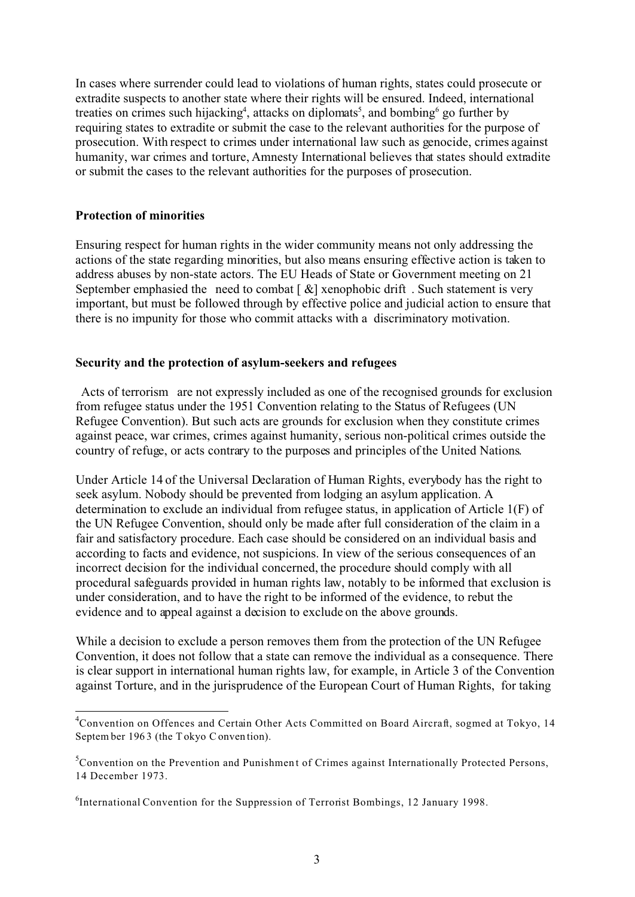In cases where surrender could lead to violations of human rights, states could prosecute or extradite suspects to another state where their rights will be ensured. Indeed, international treaties on crimes such hijacking[4], attacks on diplomats[5], and bombing[6] go further by requiring states to extradite or submit the case to the relevant authorities for the purpose of prosecution. With respect to crimes under international law such as genocide, crimes against humanity, war crimes and torture, Amnesty International believes that states should extradite or submit the cases to the relevant authorities for the purposes of prosecution.

**Protection of minorities**

Ensuring respect for human rights in the wider community means not only addressing the actions of the state regarding minorities, but also means ensuring effective action is taken to address abuses by non-state actors. The EU Heads of State or Government meeting on 21 September emphasied the need to combat [ &] xenophobic drift . Such statement is very important, but must be followed through by effective police and judicial action to ensure that there is no impunity for those who commit attacks with a discriminatory motivation.

**Security and the protection of asylum-seekers and refugees**

Acts of terrorism are not expressly included as one of the recognised grounds for exclusion from refugee status under the 1951 Convention relating to the Status of Refugees (UN Refugee Convention). But such acts are grounds for exclusion when they constitute crimes against peace, war crimes, crimes against humanity, serious non-political crimes outside the country of refuge, or acts contrary to the purposes and principles of the United Nations.

Under Article 14 of the Universal Declaration of Human Rights, everybody has the right to seek asylum. Nobody should be prevented from lodging an asylum application. A determination to exclude an individual from refugee status, in application of Article 1(F) of the UN Refugee Convention, should only be made after full consideration of the claim in a fair and satisfactory procedure. Each case should be considered on an individual basis and according to facts and evidence, not suspicions. In view of the serious consequences of an incorrect decision for the individual concerned, the procedure should comply with all procedural safeguards provided in human rights law, notably to be informed that exclusion is under consideration, and to have the right to be informed of the evidence, to rebut the evidence and to appeal against a decision to exclude on the above grounds.

While a decision to exclude a person removes them from the protection of the UN Refugee Convention, it does not follow that a state can remove the individual as a consequence. There is clear support in international human rights law, for example, in Article 3 of the Convention against Torture, and in the jurisprudence of the European Court of Human Rights, for taking

---

[4] Convention on Offences and Certain Other Acts Committed on Board Aircraft, sogmed at Tokyo, 14 September 1963 (the Tokyo Convention).

[5] Convention on the Prevention and Punishment of Crimes against Internationally Protected Persons, 14 December 1973.

[6] International Convention for the Suppression of Terrorist Bombings, 12 January 1998.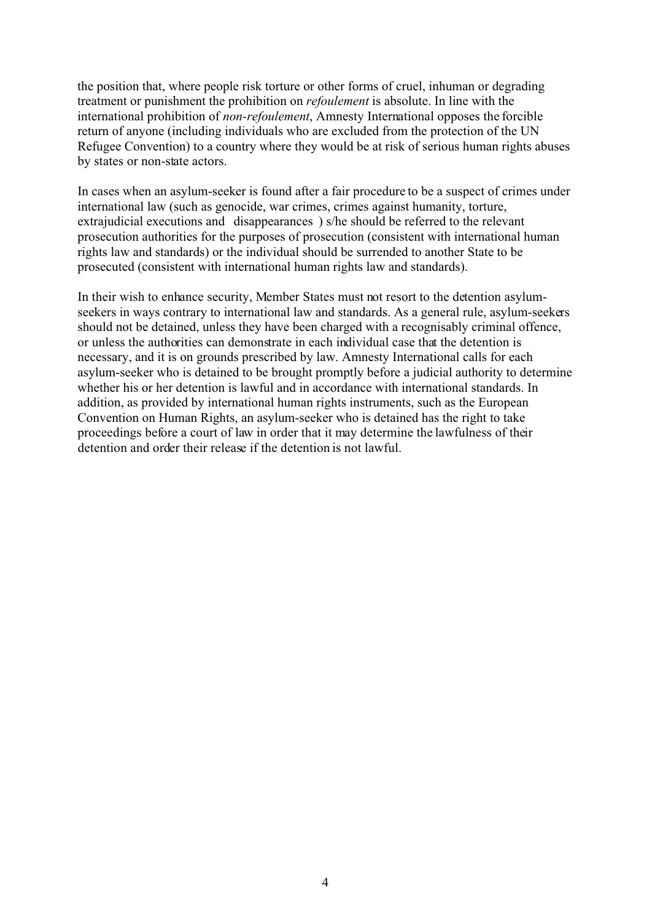the position that, where people risk torture or other forms of cruel, inhuman or degrading treatment or punishment the prohibition on *refoulement* is absolute. In line with the international prohibition of *non-refoulement*, Amnesty International opposes the forcible return of anyone (including individuals who are excluded from the protection of the UN Refugee Convention) to a country where they would be at risk of serious human rights abuses by states or non-state actors.

In cases when an asylum-seeker is found after a fair procedure to be a suspect of crimes under international law (such as genocide, war crimes, crimes against humanity, torture, extrajudicial executions and disappearances ) s/he should be referred to the relevant prosecution authorities for the purposes of prosecution (consistent with international human rights law and standards) or the individual should be surrended to another State to be prosecuted (consistent with international human rights law and standards).

In their wish to enhance security, Member States must not resort to the detention asylum-seekers in ways contrary to international law and standards. As a general rule, asylum-seekers should not be detained, unless they have been charged with a recognisably criminal offence, or unless the authorities can demonstrate in each individual case that the detention is necessary, and it is on grounds prescribed by law. Amnesty International calls for each asylum-seeker who is detained to be brought promptly before a judicial authority to determine whether his or her detention is lawful and in accordance with international standards. In addition, as provided by international human rights instruments, such as the European Convention on Human Rights, an asylum-seeker who is detained has the right to take proceedings before a court of law in order that it may determine the lawfulness of their detention and order their release if the detention is not lawful.